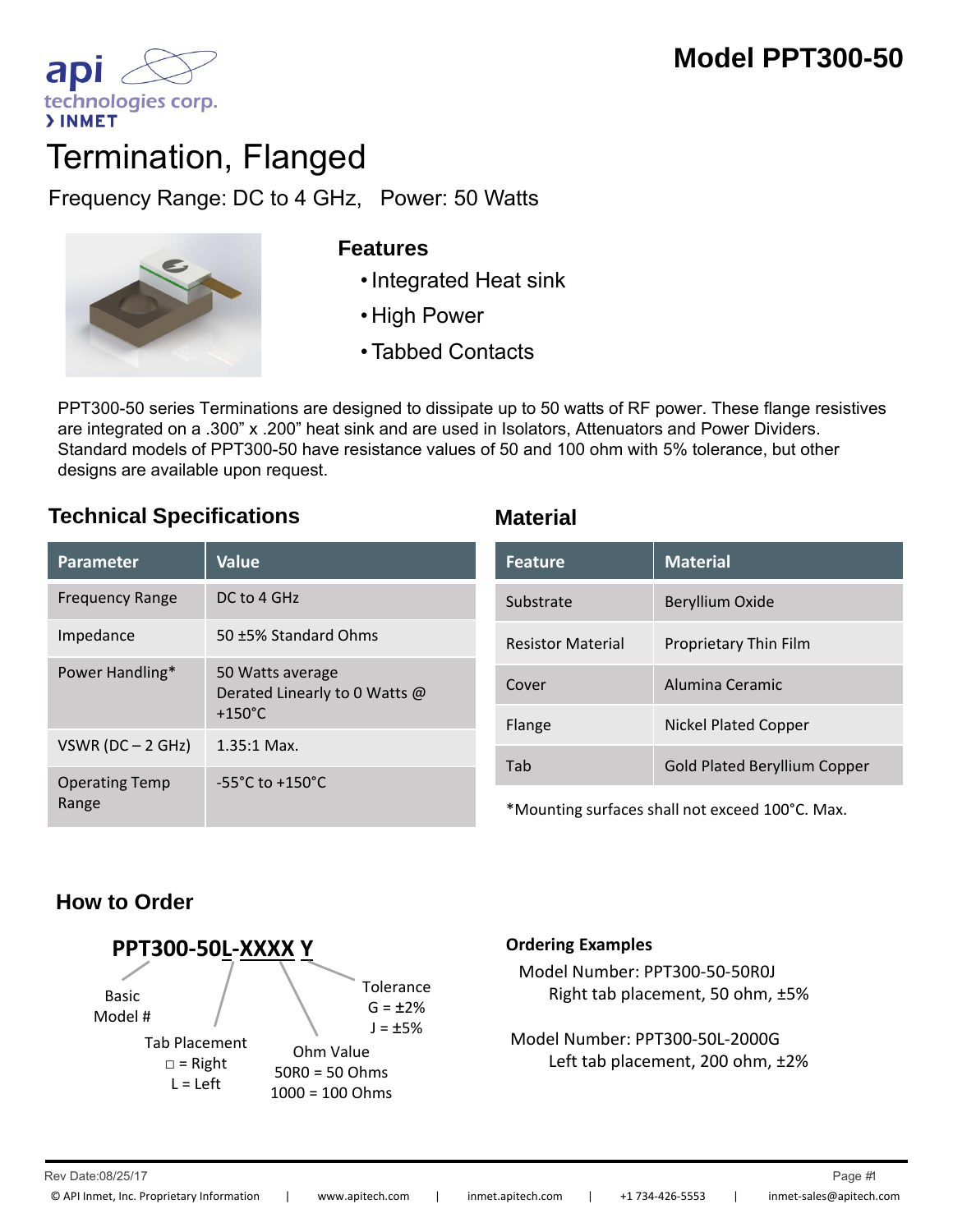# Model PPT300-50

api technologies corp.
› INMET

# Termination, Flanged

Frequency Range: DC to 4 GHz, Power: 50 Watts

## Features

- Integrated Heat sink
- High Power
- Tabbed Contacts

PPT300-50 series Terminations are designed to dissipate up to 50 watts of RF power. These flange resistives are integrated on a .300" x .200" heat sink and are used in Isolators, Attenuators and Power Dividers. Standard models of PPT300-50 have resistance values of 50 and 100 ohm with 5% tolerance, but other designs are available upon request.

## Technical Specifications

| Parameter | Value |
|---|---|
| Frequency Range | DC to 4 GHz |
| Impedance | 50 ±5% Standard Ohms |
| Power Handling* | 50 Watts average<br>Derated Linearly to 0 Watts @ +150°C |
| VSWR (DC – 2 GHz) | 1.35:1 Max. |
| Operating Temp Range | -55°C to +150°C |

## Material

| Feature | Material |
|---|---|
| Substrate | Beryllium Oxide |
| Resistor Material | Proprietary Thin Film |
| Cover | Alumina Ceramic |
| Flange | Nickel Plated Copper |
| Tab | Gold Plated Beryllium Copper |

*Mounting surfaces shall not exceed 100°C. Max.

## How to Order

**PPT300-50L-XXXX Y**

- Basic Model #
- Tab Placement: □ = Right, L = Left
- Ohm Value: 50R0 = 50 Ohms, 1000 = 100 Ohms
- Tolerance: G = ±2%, J = ±5%

**Ordering Examples**

Model Number: PPT300-50-50R0J
Right tab placement, 50 ohm, ±5%

Model Number: PPT300-50L-2000G
Left tab placement, 200 ohm, ±2%

Rev Date:08/25/17

© API Inmet, Inc. Proprietary Information | www.apitech.com | inmet.apitech.com | +1 734-426-5553 | inmet-sales@apitech.com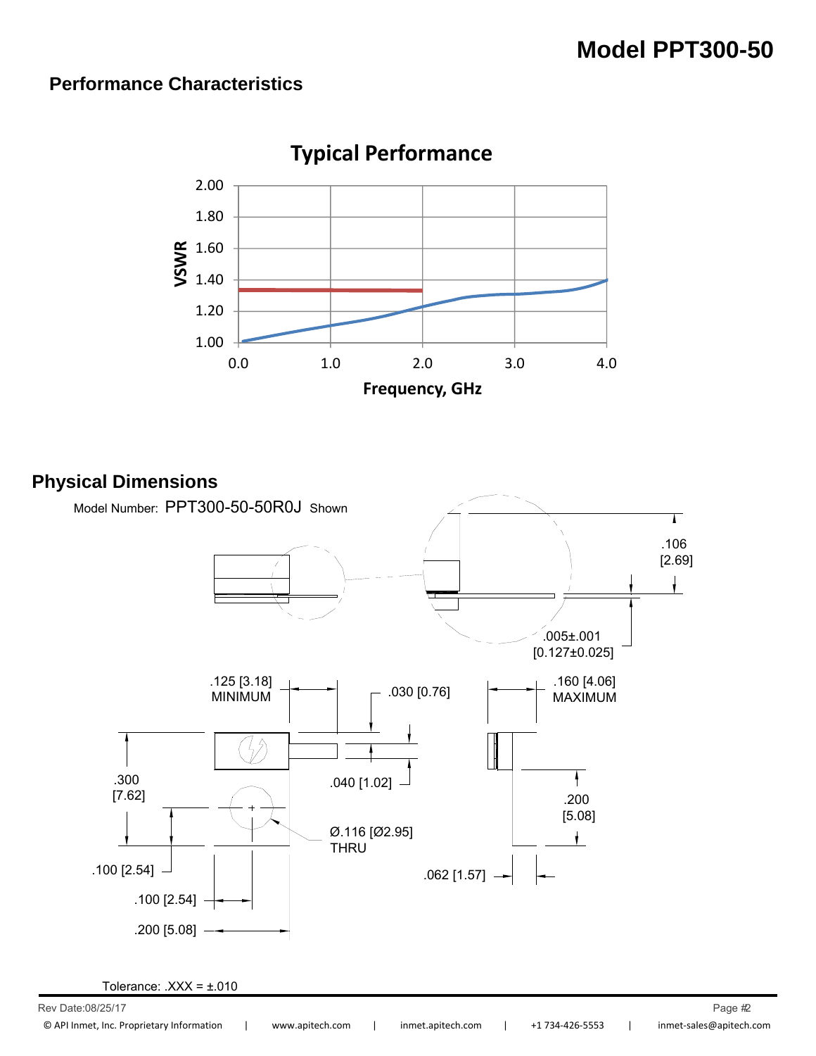# Model PPT300-50

## Performance Characteristics

Typical Performance

VSWR

2.00
1.80
1.60
1.40
1.20
1.00

0.0
1.0
2.0
3.0
4.0

Frequency, GHz

## Physical Dimensions

Model Number: PPT300-50-50R0J Shown

.106
[2.69]

.005±.001
[0.127±0.025]

.125 [3.18]
MINIMUM

.030 [0.76]

.160 [4.06]
MAXIMUM

.300
[7.62]

.040 [1.02]

.200
[5.08]

Ø.116 [Ø2.95]
THRU

.100 [2.54]

.062 [1.57]

.100 [2.54]

.200 [5.08]

Tolerance: .XXX = ±.010

Rev Date:08/25/17

© API Inmet, Inc. Proprietary Information | www.apitech.com | inmet.apitech.com | +1 734-426-5553 | inmet-sales@apitech.com